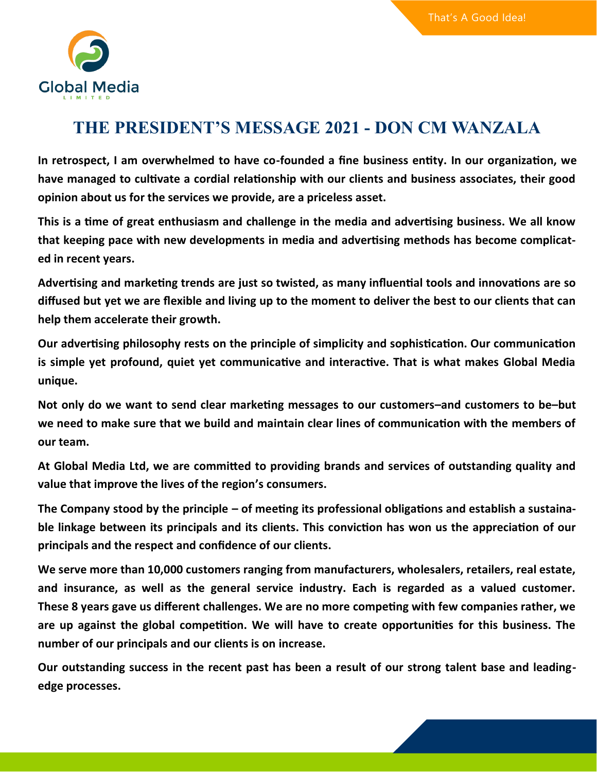That's A Good Idea!

Global Media
LIMITED

# THE PRESIDENT'S MESSAGE 2021 - DON CM WANZALA

**In retrospect, I am overwhelmed to have co-founded a fine business entity. In our organization, we have managed to cultivate a cordial relationship with our clients and business associates, their good opinion about us for the services we provide, are a priceless asset.**

**This is a time of great enthusiasm and challenge in the media and advertising business. We all know that keeping pace with new developments in media and advertising methods has become complicated in recent years.**

**Advertising and marketing trends are just so twisted, as many influential tools and innovations are so diffused but yet we are flexible and living up to the moment to deliver the best to our clients that can help them accelerate their growth.**

**Our advertising philosophy rests on the principle of simplicity and sophistication. Our communication is simple yet profound, quiet yet communicative and interactive. That is what makes Global Media unique.**

**Not only do we want to send clear marketing messages to our customers–and customers to be–but we need to make sure that we build and maintain clear lines of communication with the members of our team.**

**At Global Media Ltd, we are committed to providing brands and services of outstanding quality and value that improve the lives of the region's consumers.**

**The Company stood by the principle – of meeting its professional obligations and establish a sustainable linkage between its principals and its clients. This conviction has won us the appreciation of our principals and the respect and confidence of our clients.**

**We serve more than 10,000 customers ranging from manufacturers, wholesalers, retailers, real estate, and insurance, as well as the general service industry. Each is regarded as a valued customer. These 8 years gave us different challenges. We are no more competing with few companies rather, we are up against the global competition. We will have to create opportunities for this business. The number of our principals and our clients is on increase.**

**Our outstanding success in the recent past has been a result of our strong talent base and leading-edge processes.**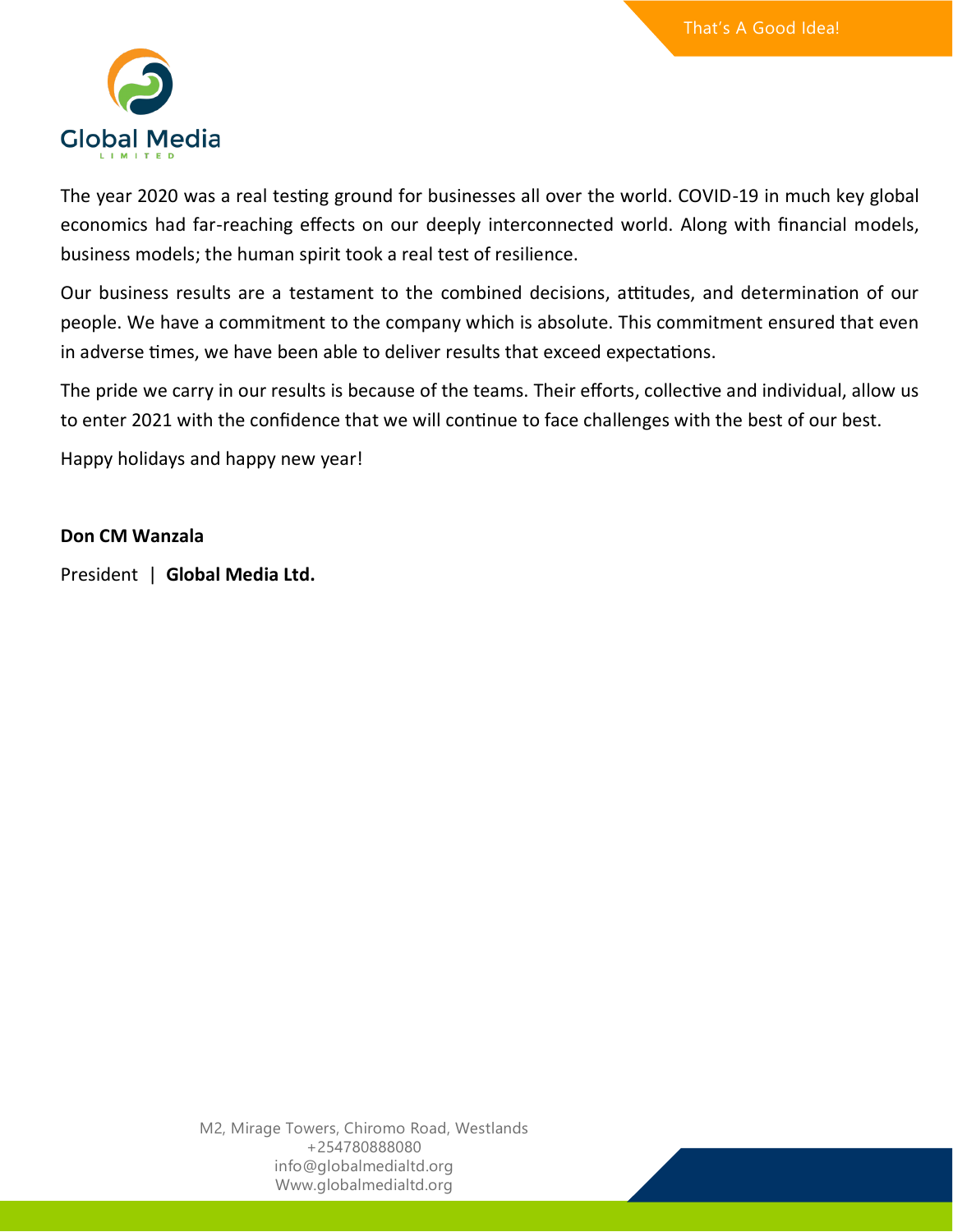The year 2020 was a real testing ground for businesses all over the world. COVID-19 in much key global economics had far-reaching effects on our deeply interconnected world. Along with financial models, business models; the human spirit took a real test of resilience.

Our business results are a testament to the combined decisions, attitudes, and determination of our people. We have a commitment to the company which is absolute. This commitment ensured that even in adverse times, we have been able to deliver results that exceed expectations.

The pride we carry in our results is because of the teams. Their efforts, collective and individual, allow us to enter 2021 with the confidence that we will continue to face challenges with the best of our best.

Happy holidays and happy new year!

**Don CM Wanzala**

President | **Global Media Ltd.**